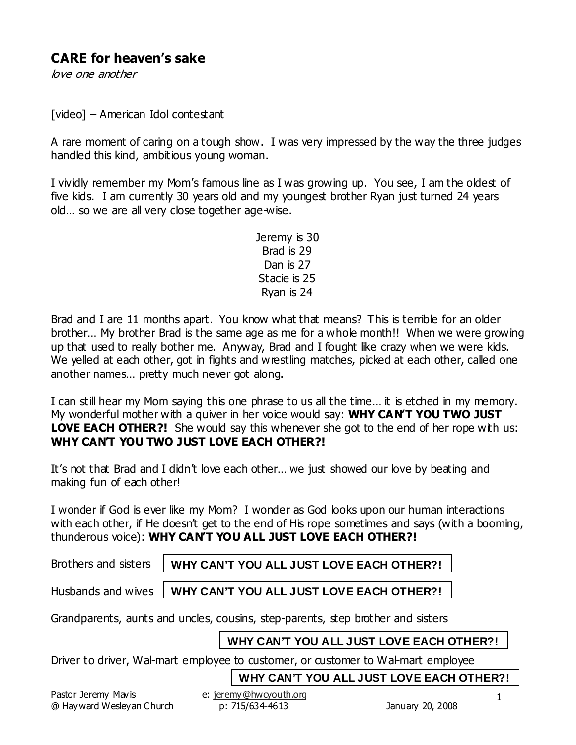# CARE for heaven's sake

*love one another*

[video] – American Idol contestant

A rare moment of caring on a tough show. I was very impressed by the way the three judges handled this kind, ambitious young woman.

I vividly remember my Mom's famous line as I was growing up. You see, I am the oldest of five kids. I am currently 30 years old and my youngest brother Ryan just turned 24 years old… so we are all very close together age-wise.

Jeremy is 30  
Brad is 29  
Dan is 27  
Stacie is 25  
Ryan is 24

Brad and I are 11 months apart. You know what that means? This is terrible for an older brother… My brother Brad is the same age as me for a whole month!! When we were growing up that used to really bother me. Anyway, Brad and I fought like crazy when we were kids. We yelled at each other, got in fights and wrestling matches, picked at each other, called one another names… pretty much never got along.

I can still hear my Mom saying this one phrase to us all the time… it is etched in my memory. My wonderful mother with a quiver in her voice would say: **WHY CAN'T YOU TWO JUST LOVE EACH OTHER?!** She would say this whenever she got to the end of her rope with us: **WHY CAN'T YOU TWO JUST LOVE EACH OTHER?!**

It's not that Brad and I didn't love each other… we just showed our love by beating and making fun of each other!

I wonder if God is ever like my Mom? I wonder as God looks upon our human interactions with each other, if He doesn't get to the end of His rope sometimes and says (with a booming, thunderous voice): **WHY CAN'T YOU ALL JUST LOVE EACH OTHER?!**

Brothers and sisters **WHY CAN'T YOU ALL JUST LOVE EACH OTHER?!**

Husbands and wives **WHY CAN'T YOU ALL JUST LOVE EACH OTHER?!**

Grandparents, aunts and uncles, cousins, step-parents, step brother and sisters

**WHY CAN'T YOU ALL JUST LOVE EACH OTHER?!**

Driver to driver, Wal-mart employee to customer, or customer to Wal-mart employee

**WHY CAN'T YOU ALL JUST LOVE EACH OTHER?!**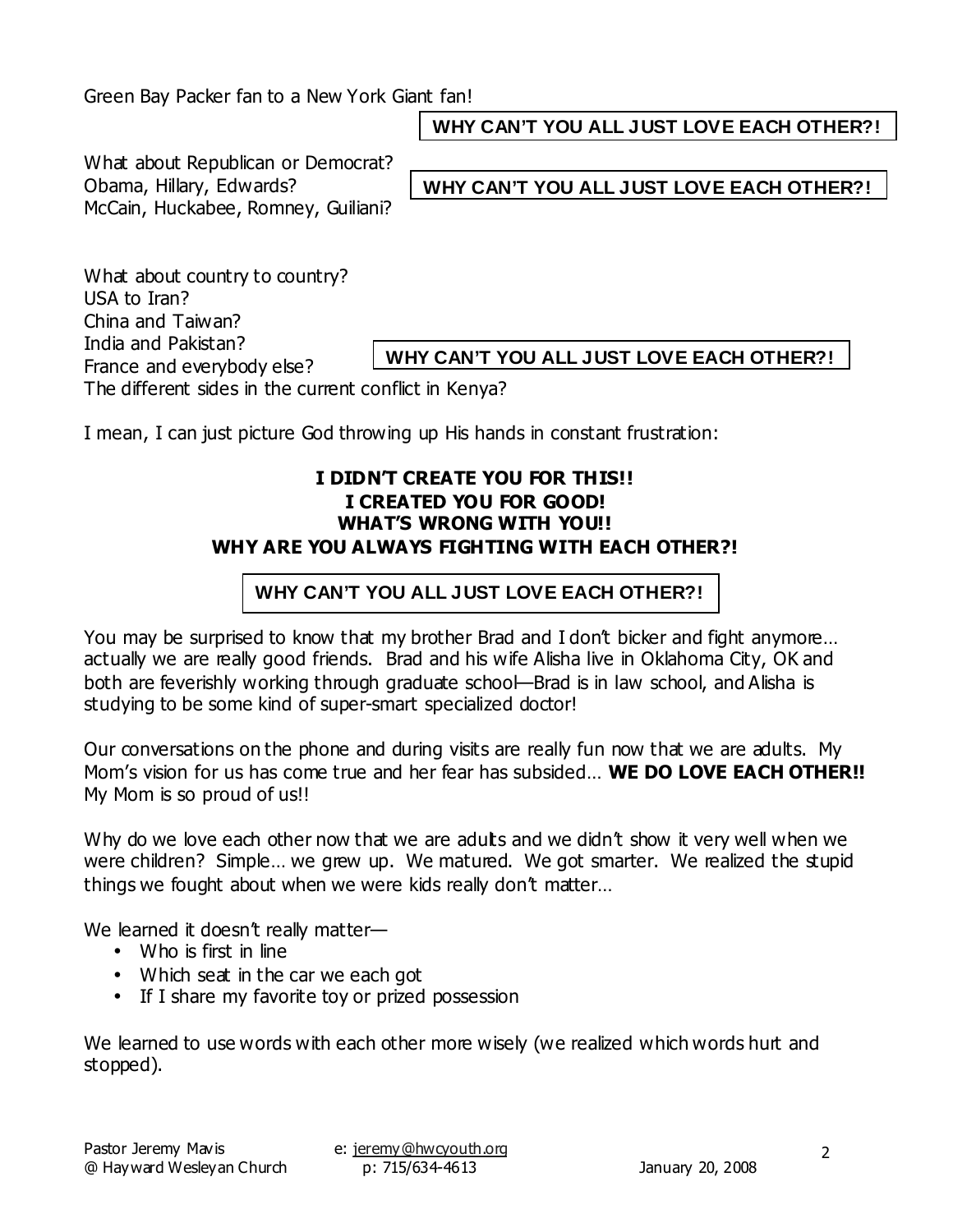Green Bay Packer fan to a New York Giant fan!

**WHY CAN'T YOU ALL JUST LOVE EACH OTHER?!**

What about Republican or Democrat?
Obama, Hillary, Edwards?
McCain, Huckabee, Romney, Guiliani?

**WHY CAN'T YOU ALL JUST LOVE EACH OTHER?!**

What about country to country?
USA to Iran?
China and Taiwan?
India and Pakistan?
France and everybody else?
The different sides in the current conflict in Kenya?

**WHY CAN'T YOU ALL JUST LOVE EACH OTHER?!**

I mean, I can just picture God throwing up His hands in constant frustration:

**I DIDN'T CREATE YOU FOR THIS!!**
**I CREATED YOU FOR GOOD!**
**WHAT'S WRONG WITH YOU!!**
**WHY ARE YOU ALWAYS FIGHTING WITH EACH OTHER?!**

**WHY CAN'T YOU ALL JUST LOVE EACH OTHER?!**

You may be surprised to know that my brother Brad and I don't bicker and fight anymore… actually we are really good friends. Brad and his wife Alisha live in Oklahoma City, OK and both are feverishly working through graduate school—Brad is in law school, and Alisha is studying to be some kind of super-smart specialized doctor!

Our conversations on the phone and during visits are really fun now that we are adults. My Mom's vision for us has come true and her fear has subsided… **WE DO LOVE EACH OTHER!!** My Mom is so proud of us!!

Why do we love each other now that we are adults and we didn't show it very well when we were children? Simple… we grew up. We matured. We got smarter. We realized the stupid things we fought about when we were kids really don't matter…

We learned it doesn't really matter—

- Who is first in line
- Which seat in the car we each got
- If I share my favorite toy or prized possession

We learned to use words with each other more wisely (we realized which words hurt and stopped).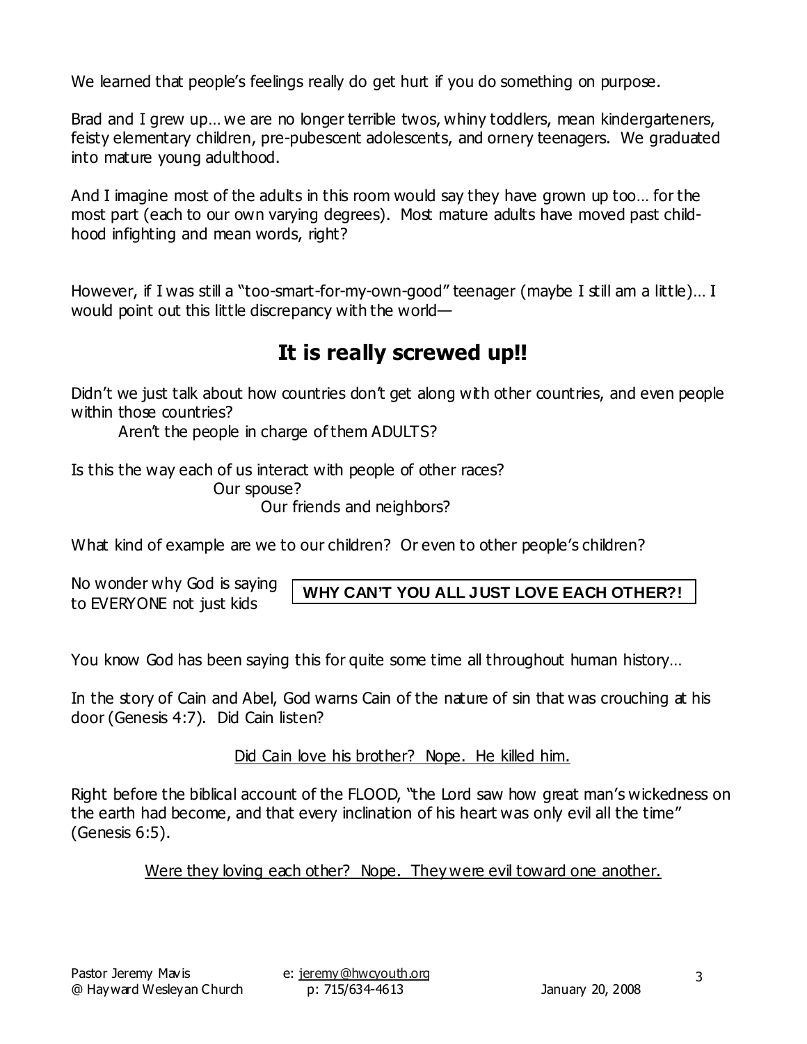We learned that people's feelings really do get hurt if you do something on purpose.

Brad and I grew up… we are no longer terrible twos, whiny toddlers, mean kindergarteners, feisty elementary children, pre-pubescent adolescents, and ornery teenagers. We graduated into mature young adulthood.

And I imagine most of the adults in this room would say they have grown up too… for the most part (each to our own varying degrees). Most mature adults have moved past child-hood infighting and mean words, right?

However, if I was still a "too-smart-for-my-own-good" teenager (maybe I still am a little)… I would point out this little discrepancy with the world—

## It is really screwed up!!

Didn't we just talk about how countries don't get along with other countries, and even people within those countries?

Aren't the people in charge of them ADULTS?

Is this the way each of us interact with people of other races?

Our spouse?

Our friends and neighbors?

What kind of example are we to our children? Or even to other people's children?

No wonder why God is saying to EVERYONE not just kids **WHY CAN'T YOU ALL JUST LOVE EACH OTHER?!**

You know God has been saying this for quite some time all throughout human history…

In the story of Cain and Abel, God warns Cain of the nature of sin that was crouching at his door (Genesis 4:7). Did Cain listen?

Did Cain love his brother? Nope. He killed him.

Right before the biblical account of the FLOOD, "the Lord saw how great man's wickedness on the earth had become, and that every inclination of his heart was only evil all the time" (Genesis 6:5).

Were they loving each other? Nope. They were evil toward one another.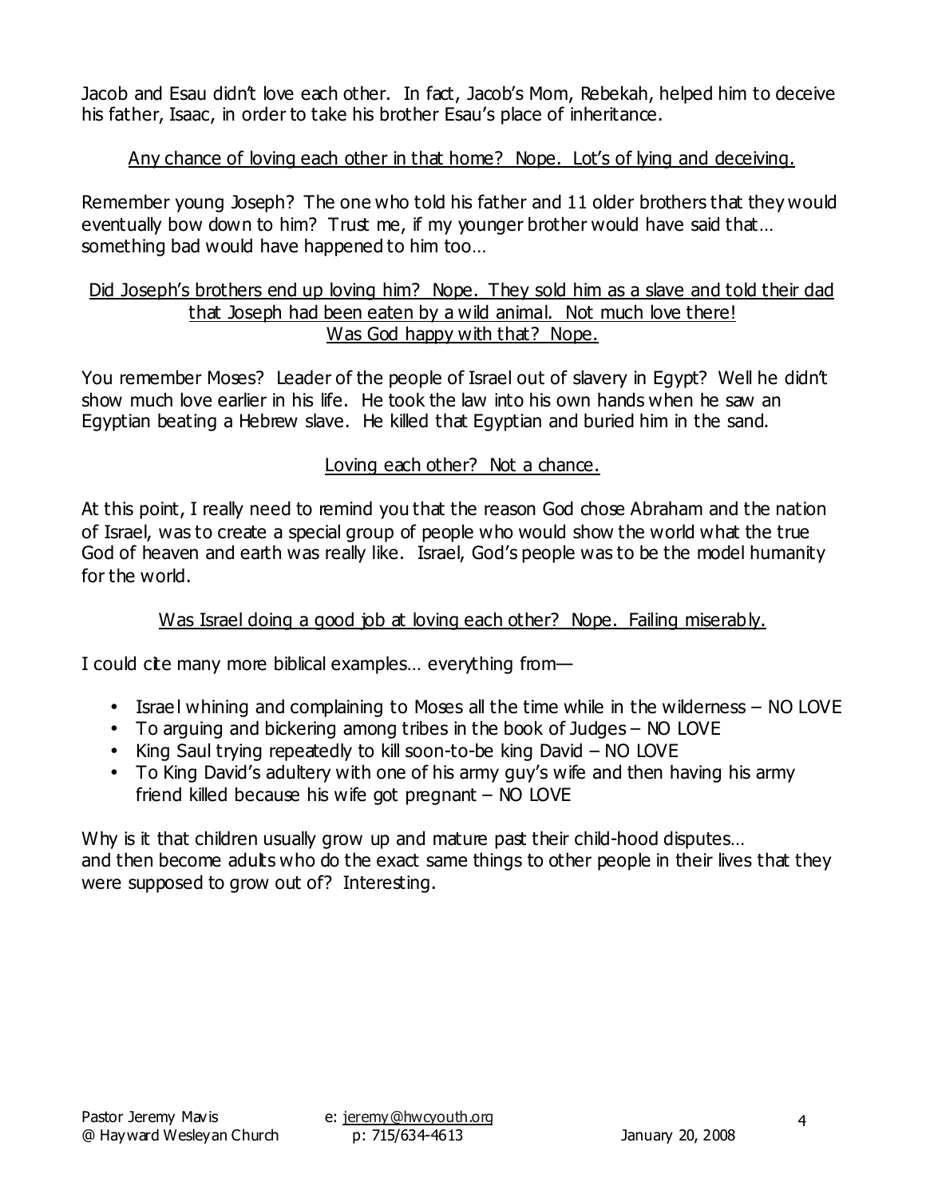Jacob and Esau didn't love each other. In fact, Jacob's Mom, Rebekah, helped him to deceive his father, Isaac, in order to take his brother Esau's place of inheritance.

<u>Any chance of loving each other in that home? Nope. Lot's of lying and deceiving.</u>

Remember young Joseph? The one who told his father and 11 older brothers that they would eventually bow down to him? Trust me, if my younger brother would have said that… something bad would have happened to him too…

<u>Did Joseph's brothers end up loving him? Nope. They sold him as a slave and told their dad that Joseph had been eaten by a wild animal. Not much love there!</u>
<u>Was God happy with that? Nope.</u>

You remember Moses? Leader of the people of Israel out of slavery in Egypt? Well he didn't show much love earlier in his life. He took the law into his own hands when he saw an Egyptian beating a Hebrew slave. He killed that Egyptian and buried him in the sand.

<u>Loving each other? Not a chance.</u>

At this point, I really need to remind you that the reason God chose Abraham and the nation of Israel, was to create a special group of people who would show the world what the true God of heaven and earth was really like. Israel, God's people was to be the model humanity for the world.

<u>Was Israel doing a good job at loving each other? Nope. Failing miserably.</u>

I could cite many more biblical examples… everything from—

- Israel whining and complaining to Moses all the time while in the wilderness – NO LOVE
- To arguing and bickering among tribes in the book of Judges – NO LOVE
- King Saul trying repeatedly to kill soon-to-be king David – NO LOVE
- To King David's adultery with one of his army guy's wife and then having his army friend killed because his wife got pregnant – NO LOVE

Why is it that children usually grow up and mature past their child-hood disputes…
and then become adults who do the exact same things to other people in their lives that they were supposed to grow out of? Interesting.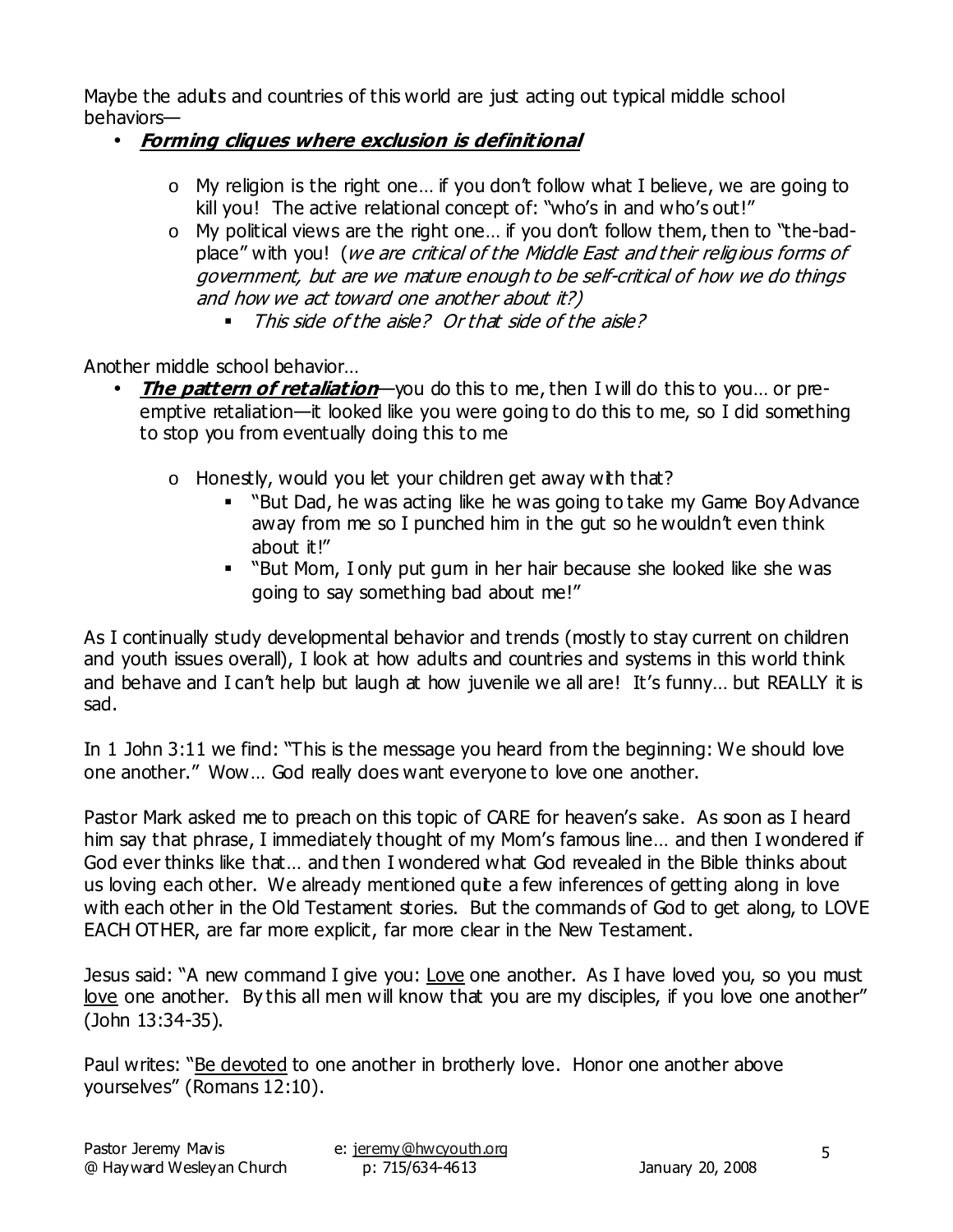Maybe the adults and countries of this world are just acting out typical middle school behaviors—

- ***Forming cliques where exclusion is definitional***
  - My religion is the right one… if you don't follow what I believe, we are going to kill you! The active relational concept of: "who's in and who's out!"
  - My political views are the right one… if you don't follow them, then to "the-bad-place" with you! (*we are critical of the Middle East and their religious forms of government, but are we mature enough to be self-critical of how we do things and how we act toward one another about it?)*
    - *This side of the aisle? Or that side of the aisle?*

Another middle school behavior…

- ***The pattern of retaliation***—you do this to me, then I will do this to you… or pre-emptive retaliation—it looked like you were going to do this to me, so I did something to stop you from eventually doing this to me
  - Honestly, would you let your children get away with that?
    - "But Dad, he was acting like he was going to take my Game Boy Advance away from me so I punched him in the gut so he wouldn't even think about it!"
    - "But Mom, I only put gum in her hair because she looked like she was going to say something bad about me!"

As I continually study developmental behavior and trends (mostly to stay current on children and youth issues overall), I look at how adults and countries and systems in this world think and behave and I can't help but laugh at how juvenile we all are! It's funny… but REALLY it is sad.

In 1 John 3:11 we find: "This is the message you heard from the beginning: We should love one another." Wow… God really does want everyone to love one another.

Pastor Mark asked me to preach on this topic of CARE for heaven's sake. As soon as I heard him say that phrase, I immediately thought of my Mom's famous line… and then I wondered if God ever thinks like that… and then I wondered what God revealed in the Bible thinks about us loving each other. We already mentioned quite a few inferences of getting along in love with each other in the Old Testament stories. But the commands of God to get along, to LOVE EACH OTHER, are far more explicit, far more clear in the New Testament.

Jesus said: "A new command I give you: <u>Love</u> one another. As I have loved you, so you must <u>love</u> one another. By this all men will know that you are my disciples, if you love one another" (John 13:34-35).

Paul writes: "<u>Be devoted</u> to one another in brotherly love. Honor one another above yourselves" (Romans 12:10).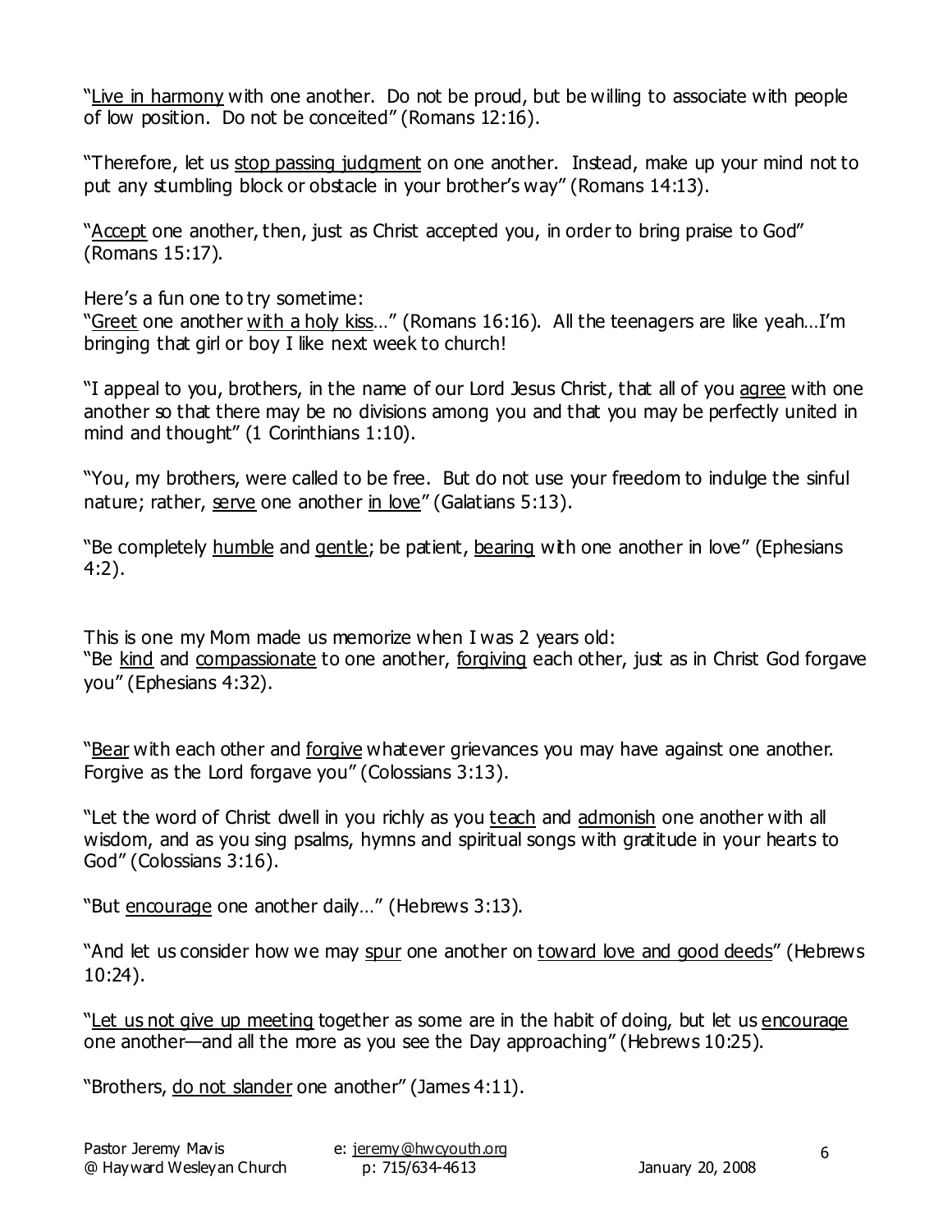"Live in harmony with one another. Do not be proud, but be willing to associate with people of low position. Do not be conceited" (Romans 12:16).

"Therefore, let us stop passing judgment on one another. Instead, make up your mind not to put any stumbling block or obstacle in your brother's way" (Romans 14:13).

"Accept one another, then, just as Christ accepted you, in order to bring praise to God" (Romans 15:17).

Here's a fun one to try sometime:
"Greet one another with a holy kiss…" (Romans 16:16). All the teenagers are like yeah…I'm bringing that girl or boy I like next week to church!

"I appeal to you, brothers, in the name of our Lord Jesus Christ, that all of you agree with one another so that there may be no divisions among you and that you may be perfectly united in mind and thought" (1 Corinthians 1:10).

"You, my brothers, were called to be free. But do not use your freedom to indulge the sinful nature; rather, serve one another in love" (Galatians 5:13).

"Be completely humble and gentle; be patient, bearing with one another in love" (Ephesians 4:2).

This is one my Mom made us memorize when I was 2 years old:
"Be kind and compassionate to one another, forgiving each other, just as in Christ God forgave you" (Ephesians 4:32).

"Bear with each other and forgive whatever grievances you may have against one another. Forgive as the Lord forgave you" (Colossians 3:13).

"Let the word of Christ dwell in you richly as you teach and admonish one another with all wisdom, and as you sing psalms, hymns and spiritual songs with gratitude in your hearts to God" (Colossians 3:16).

"But encourage one another daily…" (Hebrews 3:13).

"And let us consider how we may spur one another on toward love and good deeds" (Hebrews 10:24).

"Let us not give up meeting together as some are in the habit of doing, but let us encourage one another—and all the more as you see the Day approaching" (Hebrews 10:25).

"Brothers, do not slander one another" (James 4:11).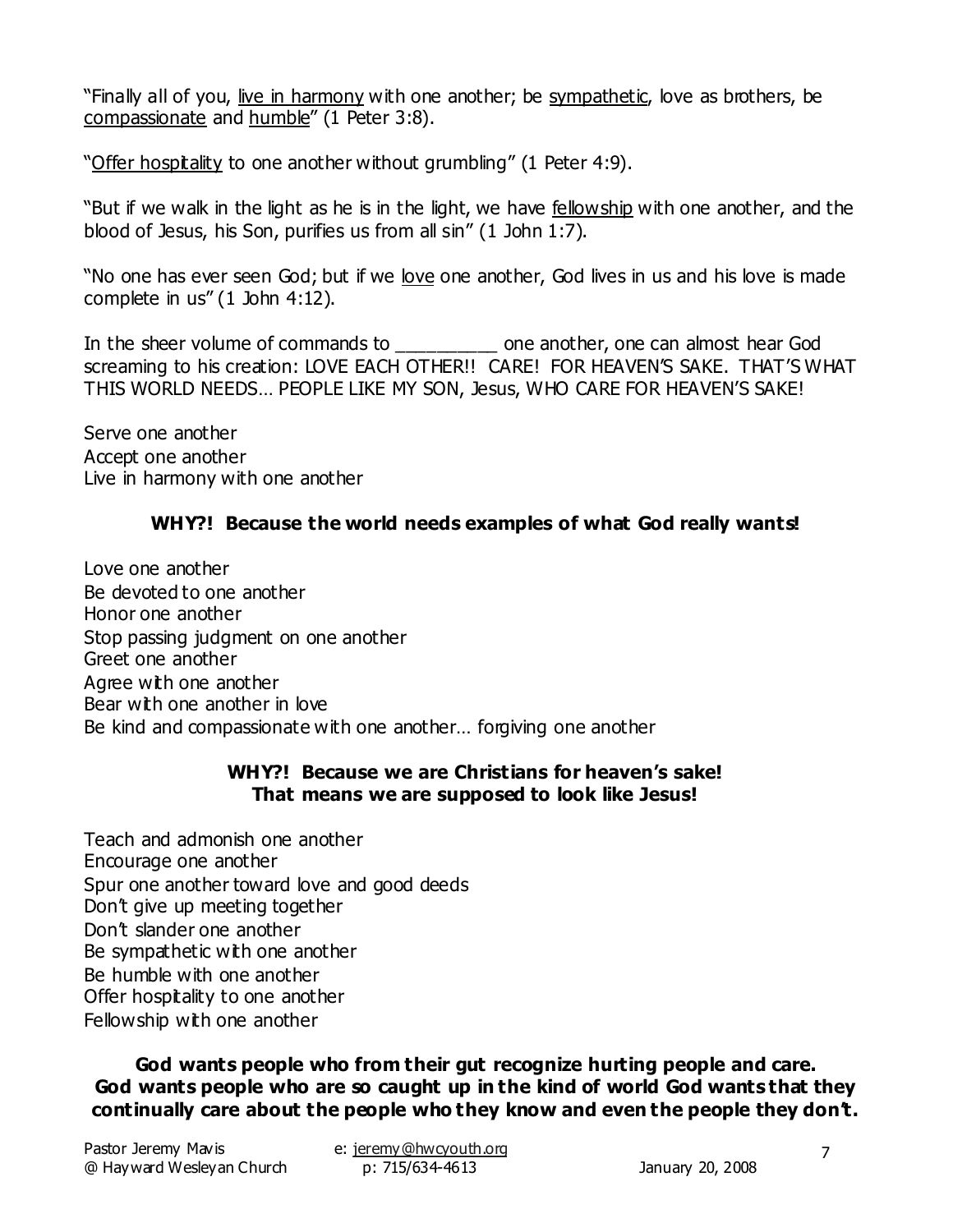"Finally all of you, <u>live in harmony</u> with one another; be <u>sympathetic</u>, love as brothers, be <u>compassionate</u> and <u>humble</u>" (1 Peter 3:8).

"<u>Offer hospitality</u> to one another without grumbling" (1 Peter 4:9).

"But if we walk in the light as he is in the light, we have <u>fellowship</u> with one another, and the blood of Jesus, his Son, purifies us from all sin" (1 John 1:7).

"No one has ever seen God; but if we <u>love</u> one another, God lives in us and his love is made complete in us" (1 John 4:12).

In the sheer volume of commands to __________ one another, one can almost hear God screaming to his creation: LOVE EACH OTHER!! CARE! FOR HEAVEN'S SAKE. THAT'S WHAT THIS WORLD NEEDS… PEOPLE LIKE MY SON, Jesus, WHO CARE FOR HEAVEN'S SAKE!

Serve one another
Accept one another
Live in harmony with one another

**WHY?! Because the world needs examples of what God really wants!**

Love one another
Be devoted to one another
Honor one another
Stop passing judgment on one another
Greet one another
Agree with one another
Bear with one another in love
Be kind and compassionate with one another… forgiving one another

**WHY?! Because we are Christians for heaven's sake!**
**That means we are supposed to look like Jesus!**

Teach and admonish one another
Encourage one another
Spur one another toward love and good deeds
Don't give up meeting together
Don't slander one another
Be sympathetic with one another
Be humble with one another
Offer hospitality to one another
Fellowship with one another

**God wants people who from their gut recognize hurting people and care. God wants people who are so caught up in the kind of world God wants that they continually care about the people who they know and even the people they don't.**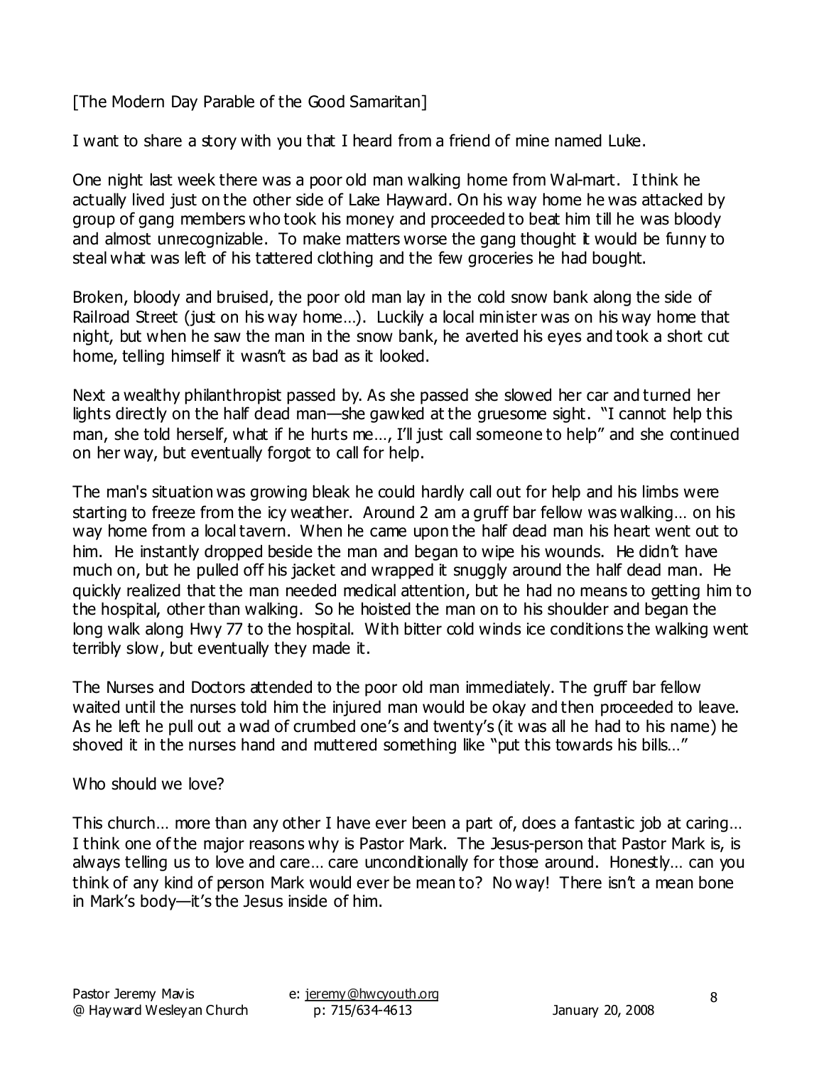[The Modern Day Parable of the Good Samaritan]

I want to share a story with you that I heard from a friend of mine named Luke.

One night last week there was a poor old man walking home from Wal-mart. I think he actually lived just on the other side of Lake Hayward. On his way home he was attacked by group of gang members who took his money and proceeded to beat him till he was bloody and almost unrecognizable. To make matters worse the gang thought it would be funny to steal what was left of his tattered clothing and the few groceries he had bought.

Broken, bloody and bruised, the poor old man lay in the cold snow bank along the side of Railroad Street (just on his way home…). Luckily a local minister was on his way home that night, but when he saw the man in the snow bank, he averted his eyes and took a short cut home, telling himself it wasn't as bad as it looked.

Next a wealthy philanthropist passed by. As she passed she slowed her car and turned her lights directly on the half dead man—she gawked at the gruesome sight. "I cannot help this man, she told herself, what if he hurts me…, I'll just call someone to help" and she continued on her way, but eventually forgot to call for help.

The man's situation was growing bleak he could hardly call out for help and his limbs were starting to freeze from the icy weather. Around 2 am a gruff bar fellow was walking… on his way home from a local tavern. When he came upon the half dead man his heart went out to him. He instantly dropped beside the man and began to wipe his wounds. He didn't have much on, but he pulled off his jacket and wrapped it snuggly around the half dead man. He quickly realized that the man needed medical attention, but he had no means to getting him to the hospital, other than walking. So he hoisted the man on to his shoulder and began the long walk along Hwy 77 to the hospital. With bitter cold winds ice conditions the walking went terribly slow, but eventually they made it.

The Nurses and Doctors attended to the poor old man immediately. The gruff bar fellow waited until the nurses told him the injured man would be okay and then proceeded to leave. As he left he pull out a wad of crumbed one's and twenty's (it was all he had to his name) he shoved it in the nurses hand and muttered something like "put this towards his bills…"

Who should we love?

This church… more than any other I have ever been a part of, does a fantastic job at caring… I think one of the major reasons why is Pastor Mark. The Jesus-person that Pastor Mark is, is always telling us to love and care… care unconditionally for those around. Honestly… can you think of any kind of person Mark would ever be mean to? No way! There isn't a mean bone in Mark's body—it's the Jesus inside of him.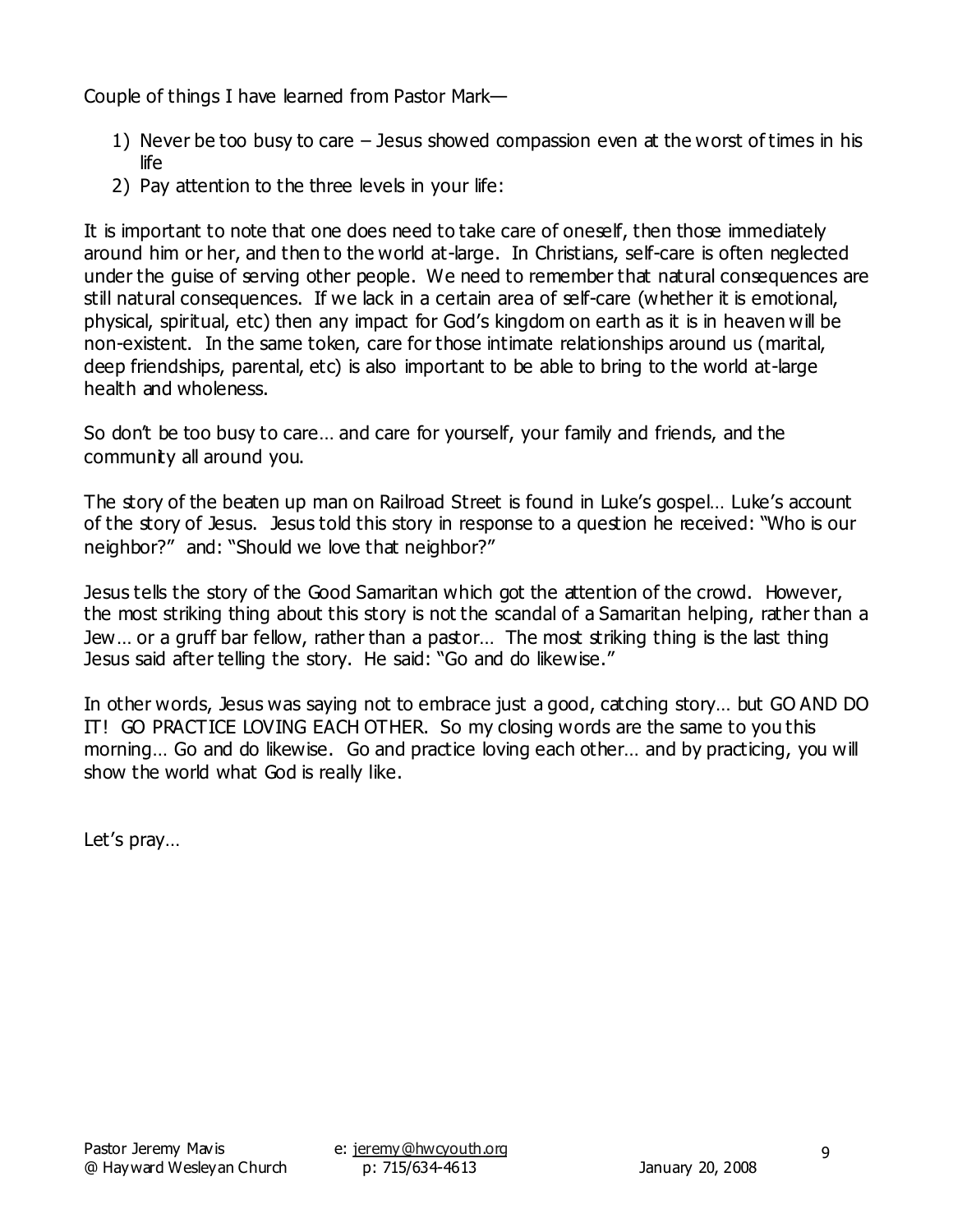Couple of things I have learned from Pastor Mark—

1) Never be too busy to care – Jesus showed compassion even at the worst of times in his life
2) Pay attention to the three levels in your life:

It is important to note that one does need to take care of oneself, then those immediately around him or her, and then to the world at-large. In Christians, self-care is often neglected under the guise of serving other people. We need to remember that natural consequences are still natural consequences. If we lack in a certain area of self-care (whether it is emotional, physical, spiritual, etc) then any impact for God's kingdom on earth as it is in heaven will be non-existent. In the same token, care for those intimate relationships around us (marital, deep friendships, parental, etc) is also important to be able to bring to the world at-large health and wholeness.

So don't be too busy to care… and care for yourself, your family and friends, and the community all around you.

The story of the beaten up man on Railroad Street is found in Luke's gospel… Luke's account of the story of Jesus. Jesus told this story in response to a question he received: "Who is our neighbor?" and: "Should we love that neighbor?"

Jesus tells the story of the Good Samaritan which got the attention of the crowd. However, the most striking thing about this story is not the scandal of a Samaritan helping, rather than a Jew… or a gruff bar fellow, rather than a pastor… The most striking thing is the last thing Jesus said after telling the story. He said: "Go and do likewise."

In other words, Jesus was saying not to embrace just a good, catching story… but GO AND DO IT! GO PRACTICE LOVING EACH OTHER. So my closing words are the same to you this morning… Go and do likewise. Go and practice loving each other… and by practicing, you will show the world what God is really like.

Let's pray…